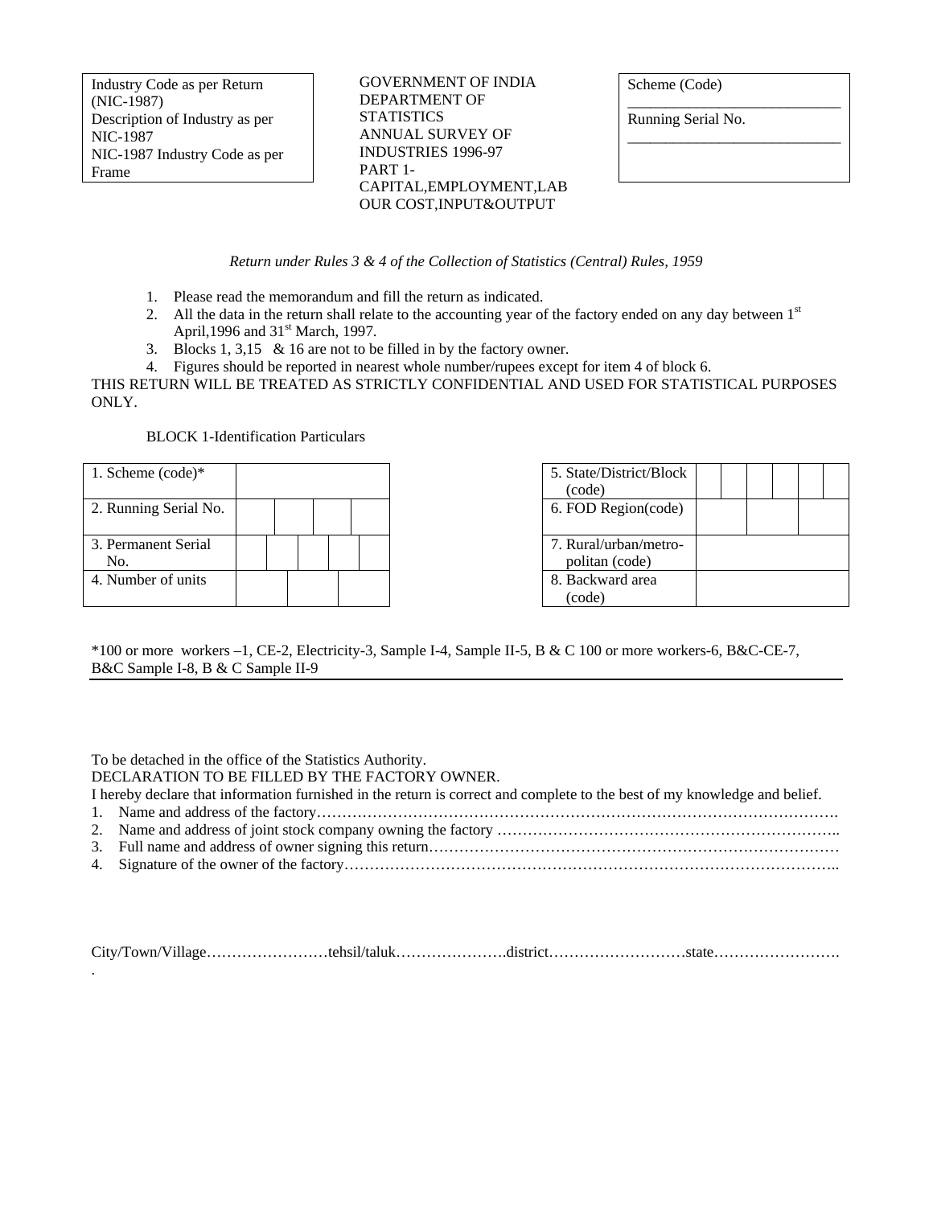| Industry Code as per Return (NIC-1987) |
|---|
| Description of Industry as per NIC-1987 |
| NIC-1987 Industry Code as per Frame |

GOVERNMENT OF INDIA
DEPARTMENT OF STATISTICS
ANNUAL SURVEY OF INDUSTRIES 1996-97
PART 1-CAPITAL,EMPLOYMENT,LABOUR COST,INPUT&OUTPUT

| Scheme (Code) |
|---|
| Running Serial No. |

*Return under Rules 3 & 4 of the Collection of Statistics (Central) Rules, 1959*

1. Please read the memorandum and fill the return as indicated.
2. All the data in the return shall relate to the accounting year of the factory ended on any day between 1st April,1996 and 31st March, 1997.
3. Blocks 1, 3,15 & 16 are not to be filled in by the factory owner.
4. Figures should be reported in nearest whole number/rupees except for item 4 of block 6.

THIS RETURN WILL BE TREATED AS STRICTLY CONFIDENTIAL AND USED FOR STATISTICAL PURPOSES ONLY.

BLOCK 1-Identification Particulars

| | | | | | |
|---|---|---|---|---|---|
| 1. Scheme (code)* | | | | | |
| 2. Running Serial No. | | | | | |
| 3. Permanent Serial No. | | | | | |
| 4. Number of units | | | | | |

| | | | | | | | |
|---|---|---|---|---|---|---|---|
| 5. State/District/Block (code) | | | | | | | |
| 6. FOD Region(code) | | | | | | | |
| 7. Rural/urban/metro-politan (code) | | | | | | | |
| 8. Backward area (code) | | | | | | | |

*100 or more workers –1, CE-2, Electricity-3, Sample I-4, Sample II-5, B & C 100 or more workers-6, B&C-CE-7, B&C Sample I-8, B & C Sample II-9

To be detached in the office of the Statistics Authority.
DECLARATION TO BE FILLED BY THE FACTORY OWNER.
I hereby declare that information furnished in the return is correct and complete to the best of my knowledge and belief.

1. Name and address of the factory……………………………………………………………………………………….
2. Name and address of joint stock company owning the factory …………………………………………………………..
3. Full name and address of owner signing this return………………………………………………………………………
4. Signature of the owner of the factory………………………………………………………………………………………..

City/Town/Village……………………tehsil/taluk………………….district………………………state…………………….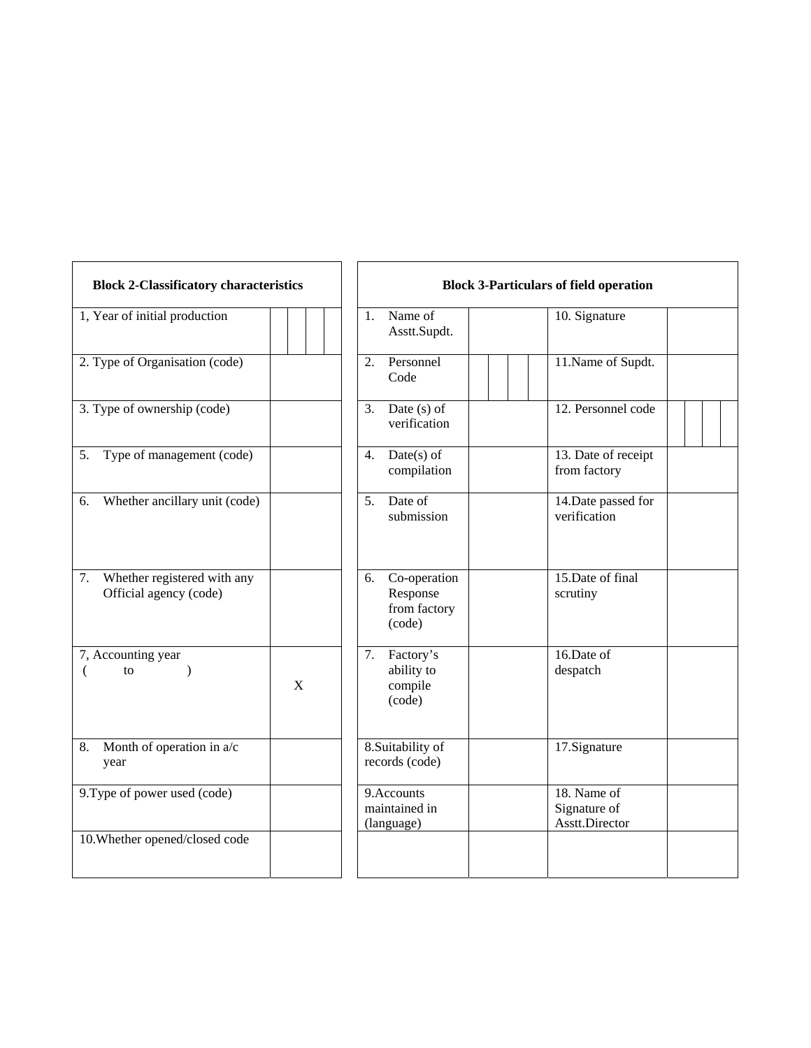| Block 2-Classificatory characteristics | |
|---|---|
| 1, Year of initial production | |
| 2. Type of Organisation (code) | |
| 3. Type of ownership (code) | |
| 5. Type of management (code) | |
| 6. Whether ancillary unit (code) | |
| 7. Whether registered with any Official agency (code) | |
| 7, Accounting year ( to ) | X |
| 8. Month of operation in a/c year | |
| 9.Type of power used (code) | |
| 10.Whether opened/closed code | |

| Block 3-Particulars of field operation | | | |
|---|---|---|---|
| 1. Name of Asstt.Supdt. | | 10. Signature | |
| 2. Personnel Code | | 11.Name of Supdt. | |
| 3. Date (s) of verification | | 12. Personnel code | |
| 4. Date(s) of compilation | | 13. Date of receipt from factory | |
| 5. Date of submission | | 14.Date passed for verification | |
| 6. Co-operation Response from factory (code) | | 15.Date of final scrutiny | |
| 7. Factory's ability to compile (code) | | 16.Date of despatch | |
| 8.Suitability of records (code) | | 17.Signature | |
| 9.Accounts maintained in (language) | | 18. Name of Signature of Asstt.Director | |
| | | | |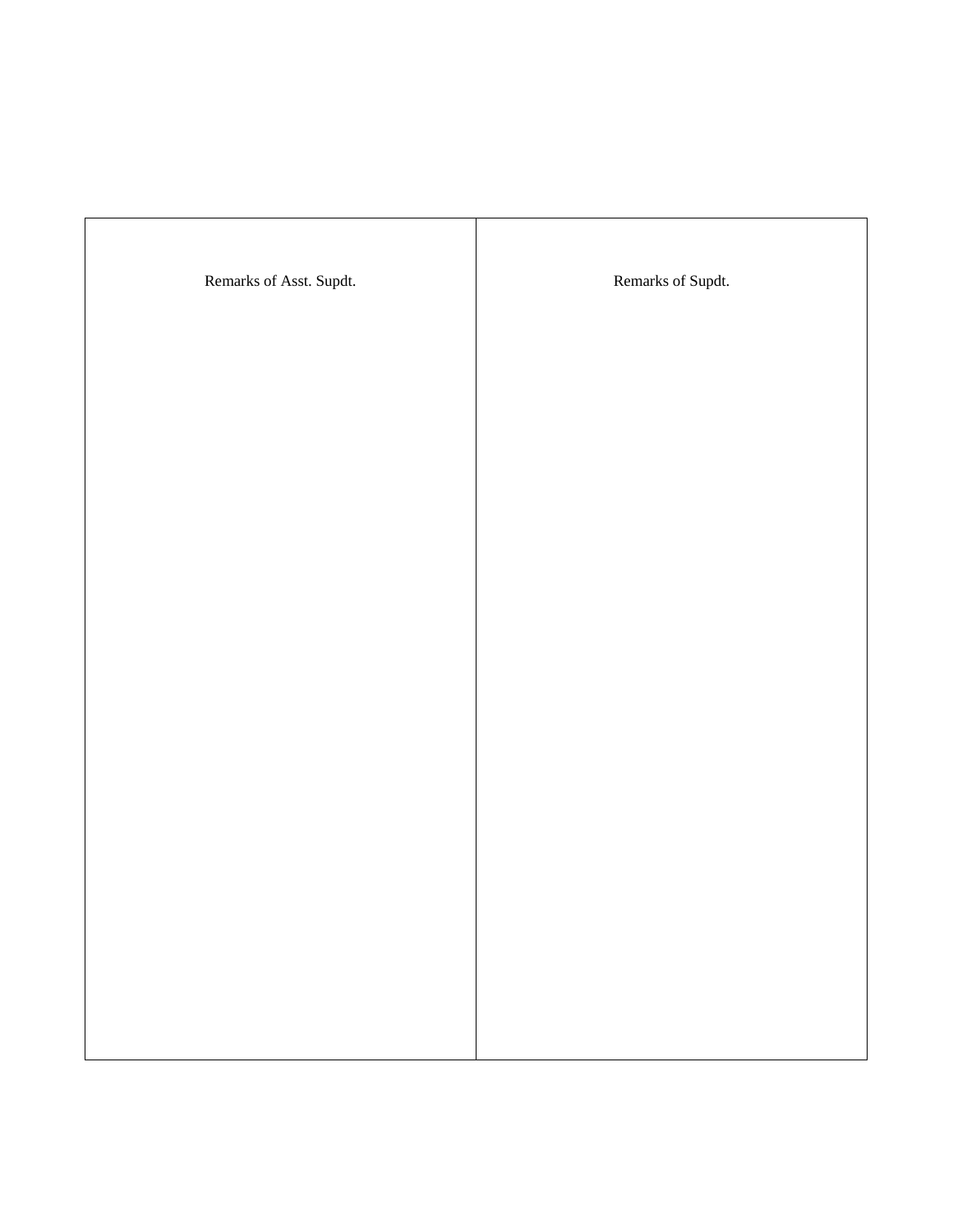| Remarks of Asst. Supdt. | Remarks of Supdt. |
| --- | --- |
| | |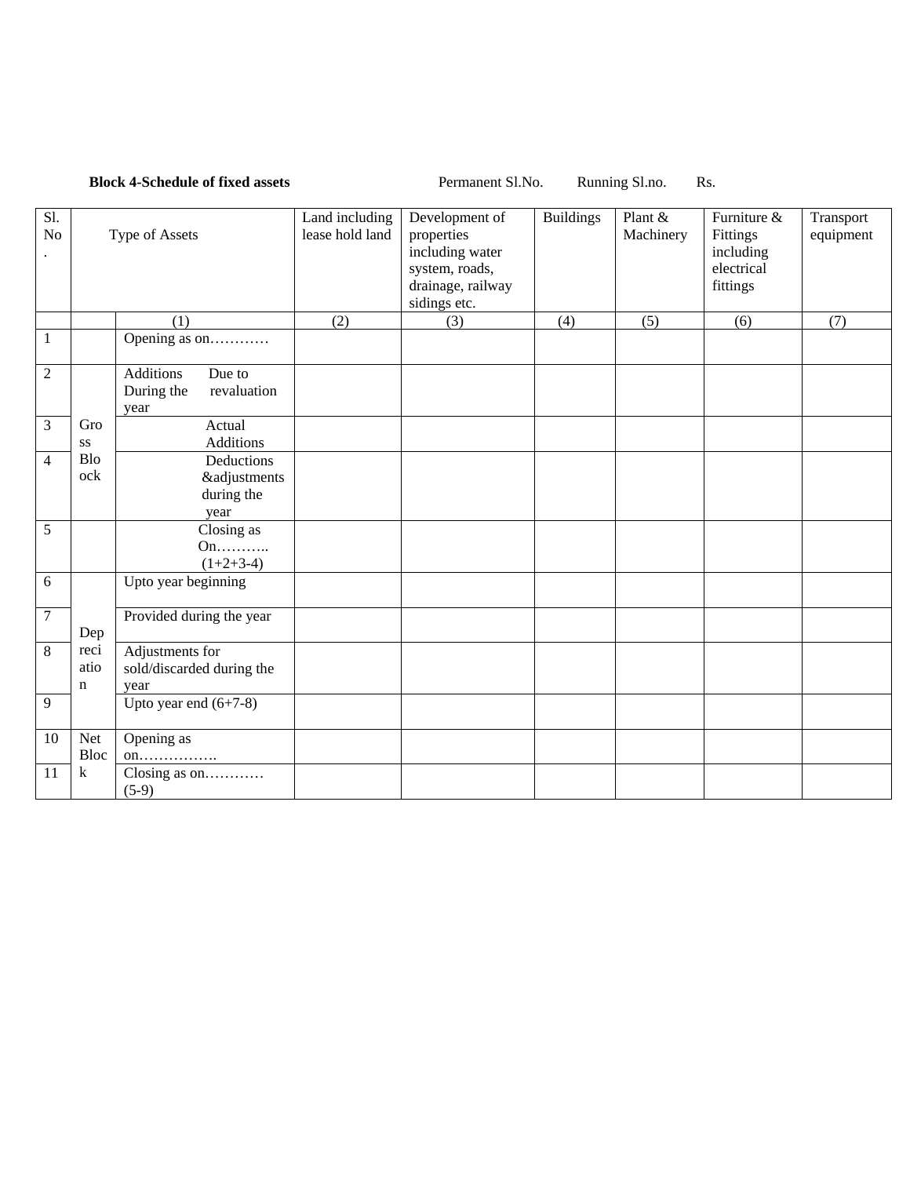**Block 4-Schedule of fixed assets** Permanent Sl.No. Running Sl.no. Rs.

| Sl. No. | Type of Assets | | Land including lease hold land | Development of properties including water system, roads, drainage, railway sidings etc. | Buildings | Plant & Machinery | Furniture & Fittings including electrical fittings | Transport equipment |
|---|---|---|---|---|---|---|---|---|
| | | (1) | (2) | (3) | (4) | (5) | (6) | (7) |
| 1 | | Opening as on………… | | | | | | |
| 2 | Gross Block | Additions During the year — Due to revaluation | | | | | | |
| 3 | | Actual Additions | | | | | | |
| 4 | | Deductions &adjustments during the year | | | | | | |
| 5 | | Closing as On……….. (1+2+3-4) | | | | | | |
| 6 | Depreciation | Upto year beginning | | | | | | |
| 7 | | Provided during the year | | | | | | |
| 8 | | Adjustments for sold/discarded during the year | | | | | | |
| 9 | | Upto year end (6+7-8) | | | | | | |
| 10 | Net Block | Opening as on……………. | | | | | | |
| 11 | | Closing as on………… (5-9) | | | | | | |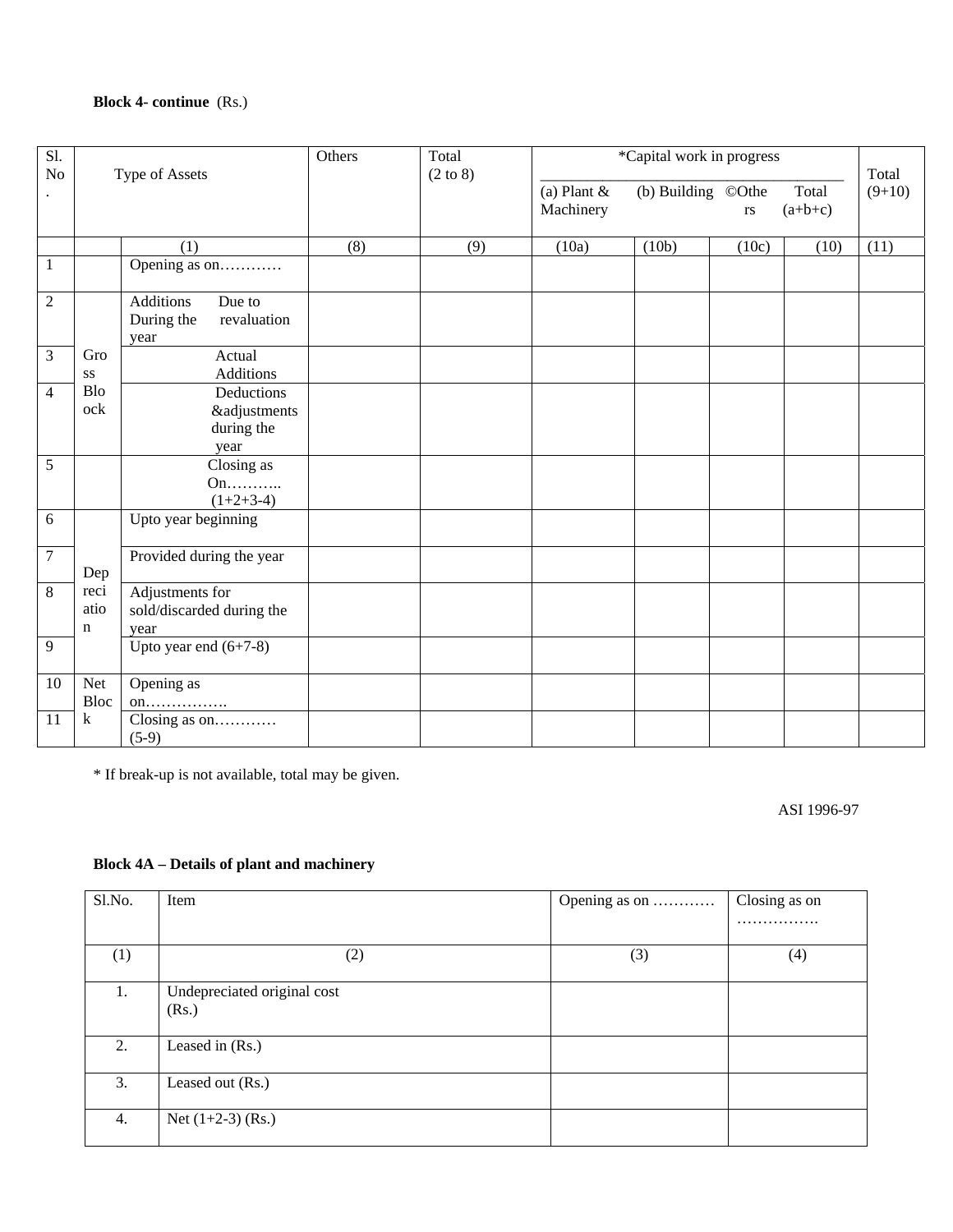**Block 4- continue** (Rs.)

| Sl. No. | Type of Assets | | Others | Total (2 to 8) | *Capital work in progress | | | | Total (9+10) |
|---|---|---|---|---|---|---|---|---|---|
| | | | | | (a) Plant & Machinery | (b) Building | ©Others | Total (a+b+c) | |
| | | (1) | (8) | (9) | (10a) | (10b) | (10c) | (10) | (11) |
| 1 | Gross Block | Opening as on………… | | | | | | | |
| 2 | | Additions During the year — Due to revaluation | | | | | | | |
| 3 | | Actual Additions | | | | | | | |
| 4 | | Deductions &adjustments during the year | | | | | | | |
| 5 | | Closing as On……….. (1+2+3-4) | | | | | | | |
| 6 | Depreciation | Upto year beginning | | | | | | | |
| 7 | | Provided during the year | | | | | | | |
| 8 | | Adjustments for sold/discarded during the year | | | | | | | |
| 9 | | Upto year end (6+7-8) | | | | | | | |
| 10 | Net Block | Opening as on……………. | | | | | | | |
| 11 | | Closing as on………… (5-9) | | | | | | | |

* If break-up is not available, total may be given.

ASI 1996-97

**Block 4A – Details of plant and machinery**

| Sl.No. | Item | Opening as on ………… | Closing as on ……………. |
|---|---|---|---|
| (1) | (2) | (3) | (4) |
| 1. | Undepreciated original cost (Rs.) | | |
| 2. | Leased in (Rs.) | | |
| 3. | Leased out (Rs.) | | |
| 4. | Net (1+2-3) (Rs.) | | |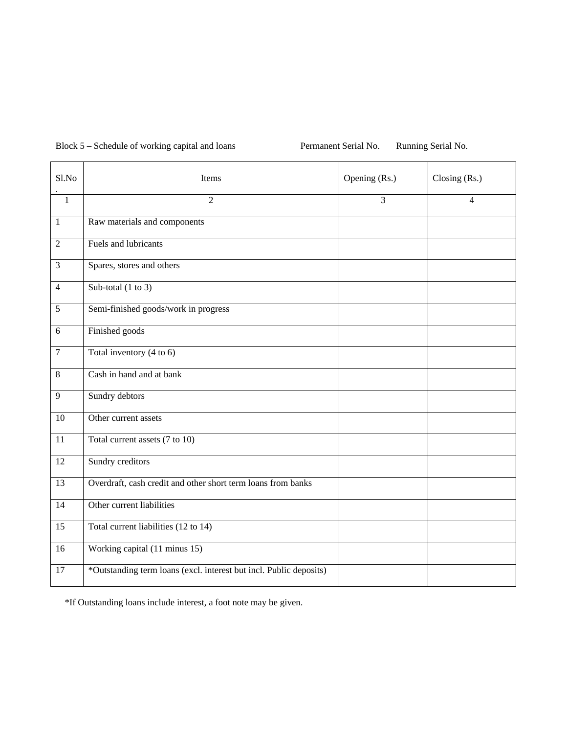Block 5 – Schedule of working capital and loans Permanent Serial No. Running Serial No.

| Sl.No. | Items | Opening (Rs.) | Closing (Rs.) |
|---|---|---|---|
| 1 | 2 | 3 | 4 |
| 1 | Raw materials and components | | |
| 2 | Fuels and lubricants | | |
| 3 | Spares, stores and others | | |
| 4 | Sub-total (1 to 3) | | |
| 5 | Semi-finished goods/work in progress | | |
| 6 | Finished goods | | |
| 7 | Total inventory (4 to 6) | | |
| 8 | Cash in hand and at bank | | |
| 9 | Sundry debtors | | |
| 10 | Other current assets | | |
| 11 | Total current assets (7 to 10) | | |
| 12 | Sundry creditors | | |
| 13 | Overdraft, cash credit and other short term loans from banks | | |
| 14 | Other current liabilities | | |
| 15 | Total current liabilities (12 to 14) | | |
| 16 | Working capital (11 minus 15) | | |
| 17 | *Outstanding term loans (excl. interest but incl. Public deposits) | | |

*If Outstanding loans include interest, a foot note may be given.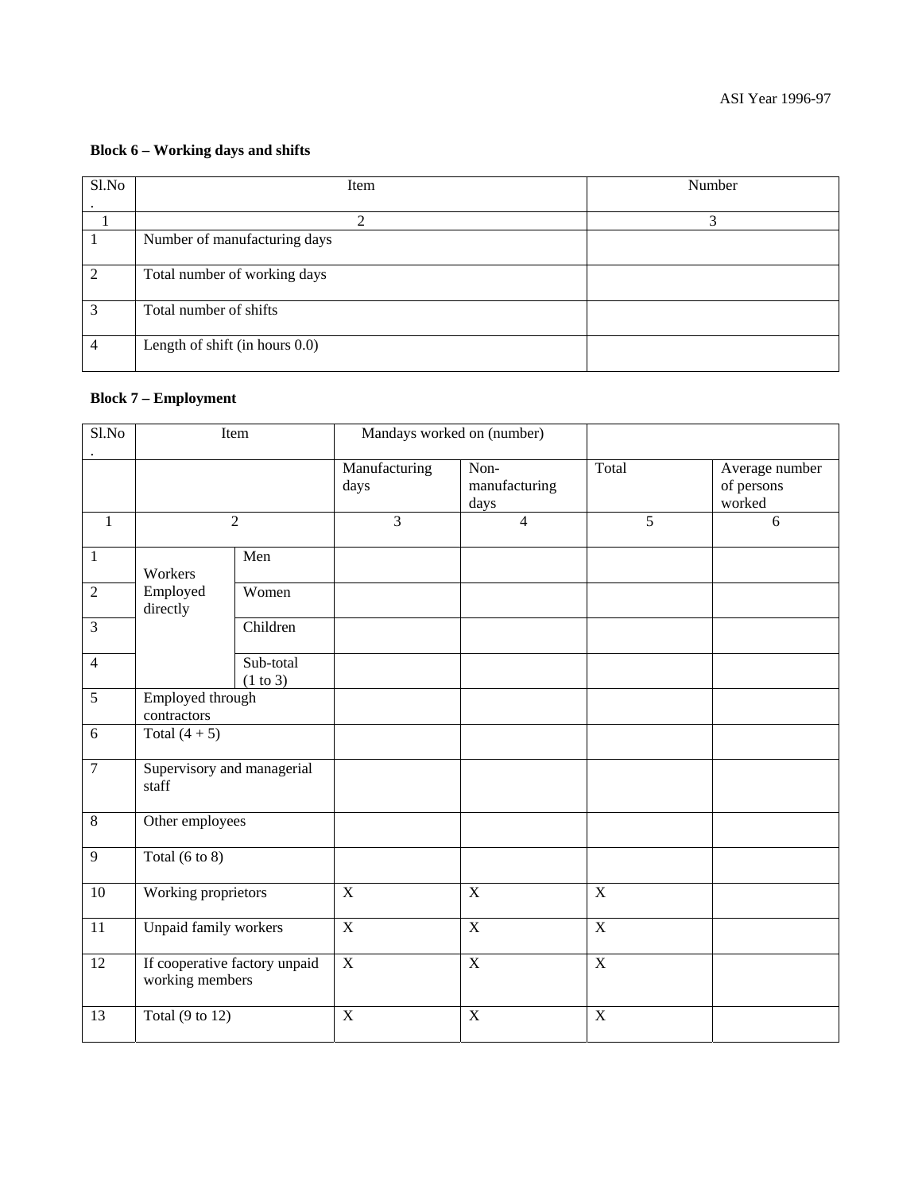ASI Year 1996-97

### Block 6 – Working days and shifts

| Sl.No. | Item | Number |
|---|---|---|
| 1 | 2 | 3 |
| 1 | Number of manufacturing days | |
| 2 | Total number of working days | |
| 3 | Total number of shifts | |
| 4 | Length of shift (in hours 0.0) | |

### Block 7 – Employment

| Sl.No. | Item | | Mandays worked on (number) | | | |
|---|---|---|---|---|---|---|
| | | | Manufacturing days | Non-manufacturing days | Total | Average number of persons worked |
| 1 | 2 | | 3 | 4 | 5 | 6 |
| 1 | Workers Employed directly | Men | | | | |
| 2 | | Women | | | | |
| 3 | | Children | | | | |
| 4 | | Sub-total (1 to 3) | | | | |
| 5 | Employed through contractors | | | | | |
| 6 | Total (4 + 5) | | | | | |
| 7 | Supervisory and managerial staff | | | | | |
| 8 | Other employees | | | | | |
| 9 | Total (6 to 8) | | | | | |
| 10 | Working proprietors | | X | X | X | |
| 11 | Unpaid family workers | | X | X | X | |
| 12 | If cooperative factory unpaid working members | | X | X | X | |
| 13 | Total (9 to 12) | | X | X | X | |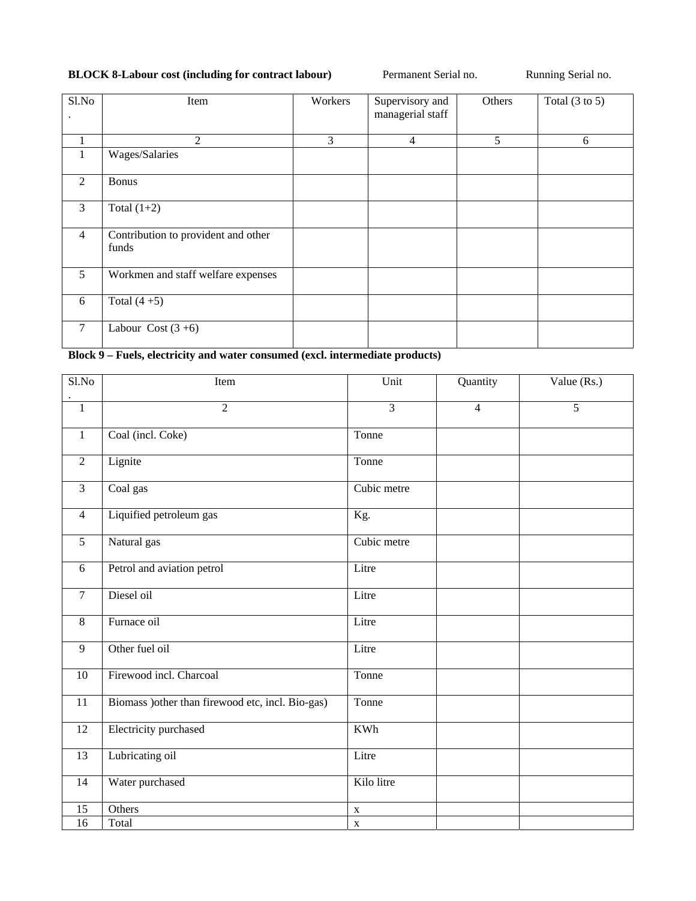**BLOCK 8-Labour cost (including for contract labour)** Permanent Serial no. Running Serial no.

| Sl.No. | Item | Workers | Supervisory and managerial staff | Others | Total (3 to 5) |
|---|---|---|---|---|---|
| 1 | 2 | 3 | 4 | 5 | 6 |
| 1 | Wages/Salaries | | | | |
| 2 | Bonus | | | | |
| 3 | Total (1+2) | | | | |
| 4 | Contribution to provident and other funds | | | | |
| 5 | Workmen and staff welfare expenses | | | | |
| 6 | Total (4 +5) | | | | |
| 7 | Labour Cost (3 +6) | | | | |

**Block 9 – Fuels, electricity and water consumed (excl. intermediate products)**

| Sl.No. | Item | Unit | Quantity | Value (Rs.) |
|---|---|---|---|---|
| 1 | 2 | 3 | 4 | 5 |
| 1 | Coal (incl. Coke) | Tonne | | |
| 2 | Lignite | Tonne | | |
| 3 | Coal gas | Cubic metre | | |
| 4 | Liquified petroleum gas | Kg. | | |
| 5 | Natural gas | Cubic metre | | |
| 6 | Petrol and aviation petrol | Litre | | |
| 7 | Diesel oil | Litre | | |
| 8 | Furnace oil | Litre | | |
| 9 | Other fuel oil | Litre | | |
| 10 | Firewood incl. Charcoal | Tonne | | |
| 11 | Biomass )other than firewood etc, incl. Bio-gas) | Tonne | | |
| 12 | Electricity purchased | KWh | | |
| 13 | Lubricating oil | Litre | | |
| 14 | Water purchased | Kilo litre | | |
| 15 | Others | x | | |
| 16 | Total | x | | |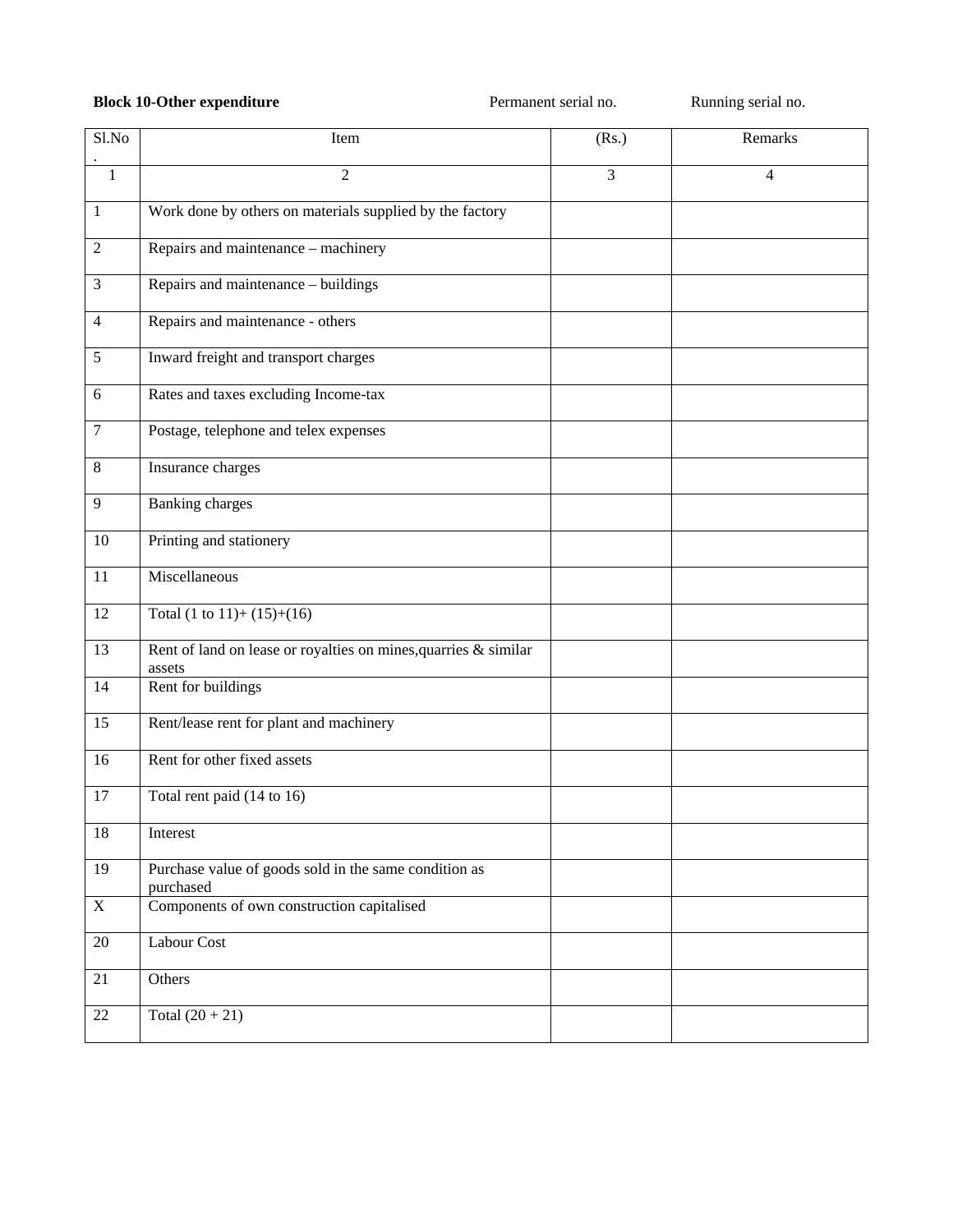**Block 10-Other expenditure** Permanent serial no. Running serial no.

| Sl.No. | Item | (Rs.) | Remarks |
|---|---|---|---|
| 1 | 2 | 3 | 4 |
| 1 | Work done by others on materials supplied by the factory | | |
| 2 | Repairs and maintenance – machinery | | |
| 3 | Repairs and maintenance – buildings | | |
| 4 | Repairs and maintenance - others | | |
| 5 | Inward freight and transport charges | | |
| 6 | Rates and taxes excluding Income-tax | | |
| 7 | Postage, telephone and telex expenses | | |
| 8 | Insurance charges | | |
| 9 | Banking charges | | |
| 10 | Printing and stationery | | |
| 11 | Miscellaneous | | |
| 12 | Total (1 to 11)+ (15)+(16) | | |
| 13 | Rent of land on lease or royalties on mines,quarries & similar assets | | |
| 14 | Rent for buildings | | |
| 15 | Rent/lease rent for plant and machinery | | |
| 16 | Rent for other fixed assets | | |
| 17 | Total rent paid (14 to 16) | | |
| 18 | Interest | | |
| 19 | Purchase value of goods sold in the same condition as purchased | | |
| X | Components of own construction capitalised | | |
| 20 | Labour Cost | | |
| 21 | Others | | |
| 22 | Total (20 + 21) | | |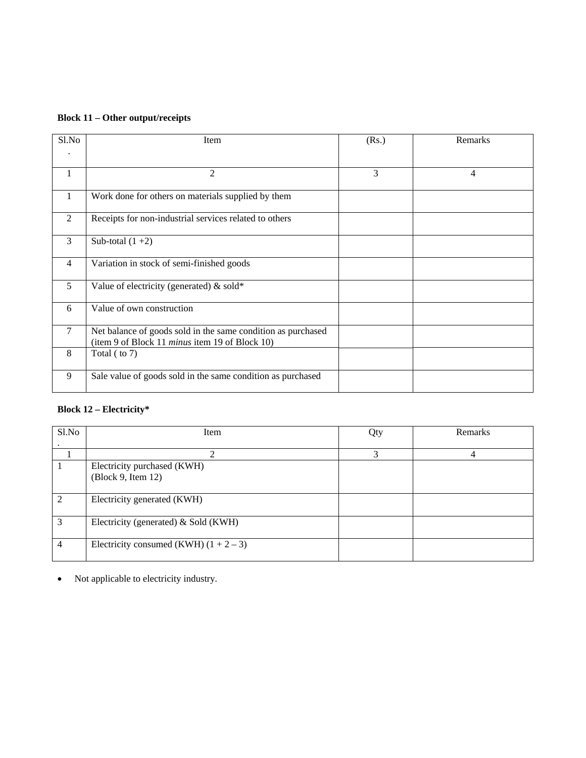**Block 11 – Other output/receipts**

| Sl.No. | Item | (Rs.) | Remarks |
|---|---|---|---|
| 1 | 2 | 3 | 4 |
| 1 | Work done for others on materials supplied by them | | |
| 2 | Receipts for non-industrial services related to others | | |
| 3 | Sub-total (1 +2) | | |
| 4 | Variation in stock of semi-finished goods | | |
| 5 | Value of electricity (generated) & sold* | | |
| 6 | Value of own construction | | |
| 7 | Net balance of goods sold in the same condition as purchased (item 9 of Block 11 *minus* item 19 of Block 10) | | |
| 8 | Total ( to 7) | | |
| 9 | Sale value of goods sold in the same condition as purchased | | |

**Block 12 – Electricity***

| Sl.No. | Item | Qty | Remarks |
|---|---|---|---|
| 1 | 2 | 3 | 4 |
| 1 | Electricity purchased (KWH) (Block 9, Item 12) | | |
| 2 | Electricity generated (KWH) | | |
| 3 | Electricity (generated) & Sold (KWH) | | |
| 4 | Electricity consumed (KWH) (1 + 2 – 3) | | |

- Not applicable to electricity industry.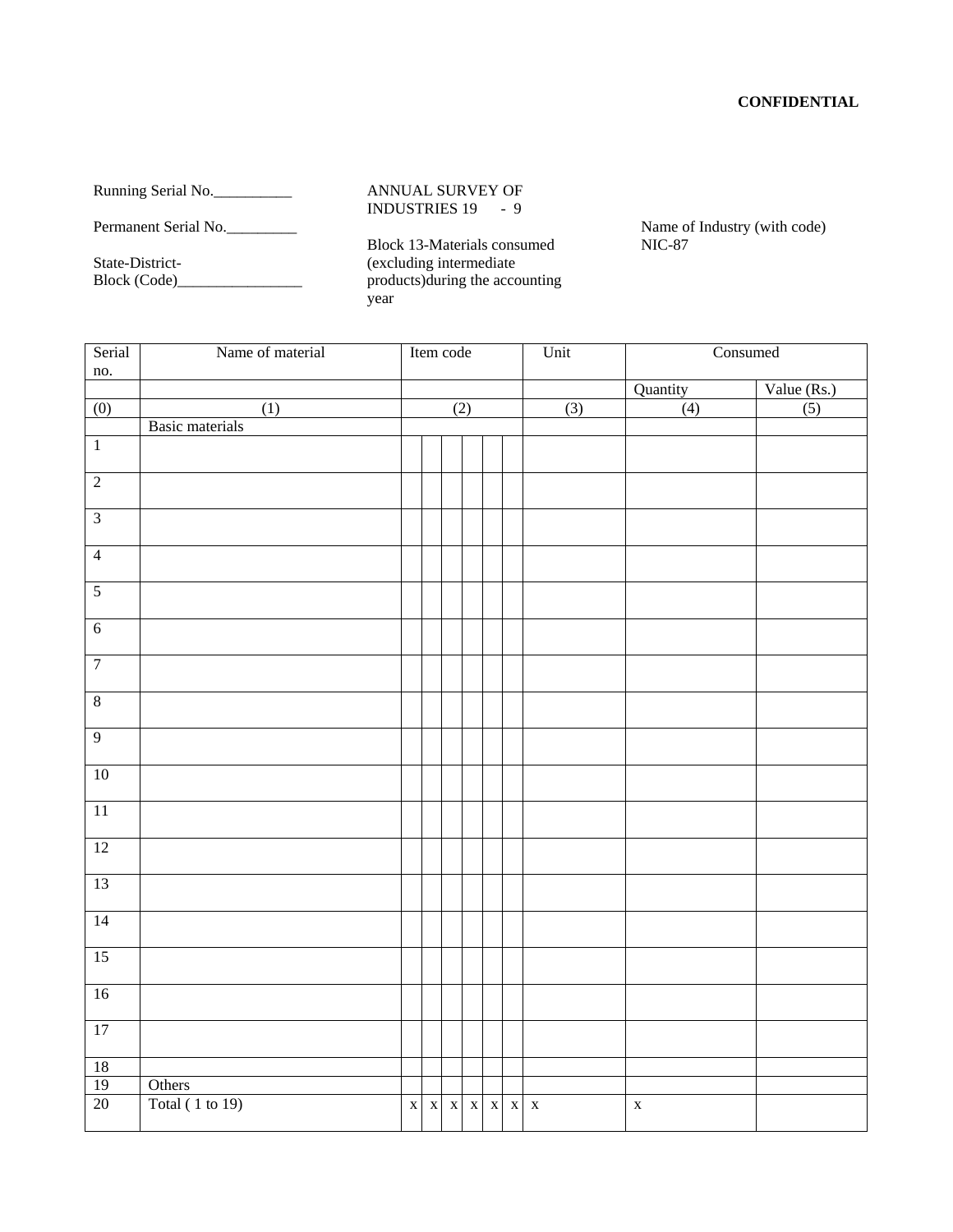**CONFIDENTIAL**

Running Serial No.__________

Permanent Serial No._________

State-District-
Block (Code)________________

ANNUAL SURVEY OF INDUSTRIES 19 - 9

Block 13-Materials consumed (excluding intermediate products)during the accounting year

Name of Industry (with code)
NIC-87

| Serial no. | Name of material | Item code | Unit | Consumed | |
|---|---|---|---|---|---|
| | | | | Quantity | Value (Rs.) |
| (0) | (1) | (2) | (3) | (4) | (5) |
| | Basic materials | | | | |
| 1 | | | | | |
| 2 | | | | | |
| 3 | | | | | |
| 4 | | | | | |
| 5 | | | | | |
| 6 | | | | | |
| 7 | | | | | |
| 8 | | | | | |
| 9 | | | | | |
| 10 | | | | | |
| 11 | | | | | |
| 12 | | | | | |
| 13 | | | | | |
| 14 | | | | | |
| 15 | | | | | |
| 16 | | | | | |
| 17 | | | | | |
| 18 | | | | | |
| 19 | Others | | | | |
| 20 | Total ( 1 to 19) | x x x x x x | x | x | |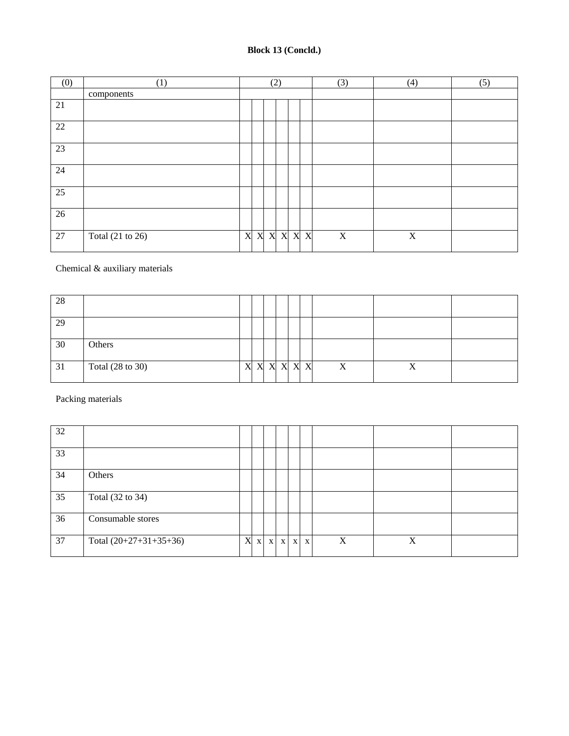**Block 13 (Concld.)**

| (0) | (1) | (2) | | | | | | (3) | (4) | (5) |
|---|---|---|---|---|---|---|---|---|---|---|
| | components | | | | | | | | | |
| 21 | | | | | | | | | | |
| 22 | | | | | | | | | | |
| 23 | | | | | | | | | | |
| 24 | | | | | | | | | | |
| 25 | | | | | | | | | | |
| 26 | | | | | | | | | | |
| 27 | Total (21 to 26) | X | X | X | X | X | X | X | X | |
| | Chemical & auxiliary materials | | | | | | | | | |
| 28 | | | | | | | | | | |
| 29 | | | | | | | | | | |
| 30 | Others | | | | | | | | | |
| 31 | Total (28 to 30) | X | X | X | X | X | X | X | X | |
| | Packing materials | | | | | | | | | |
| 32 | | | | | | | | | | |
| 33 | | | | | | | | | | |
| 34 | Others | | | | | | | | | |
| 35 | Total (32 to 34) | | | | | | | | | |
| 36 | Consumable stores | | | | | | | | | |
| 37 | Total (20+27+31+35+36) | X | x | x | x | x | x | X | X | |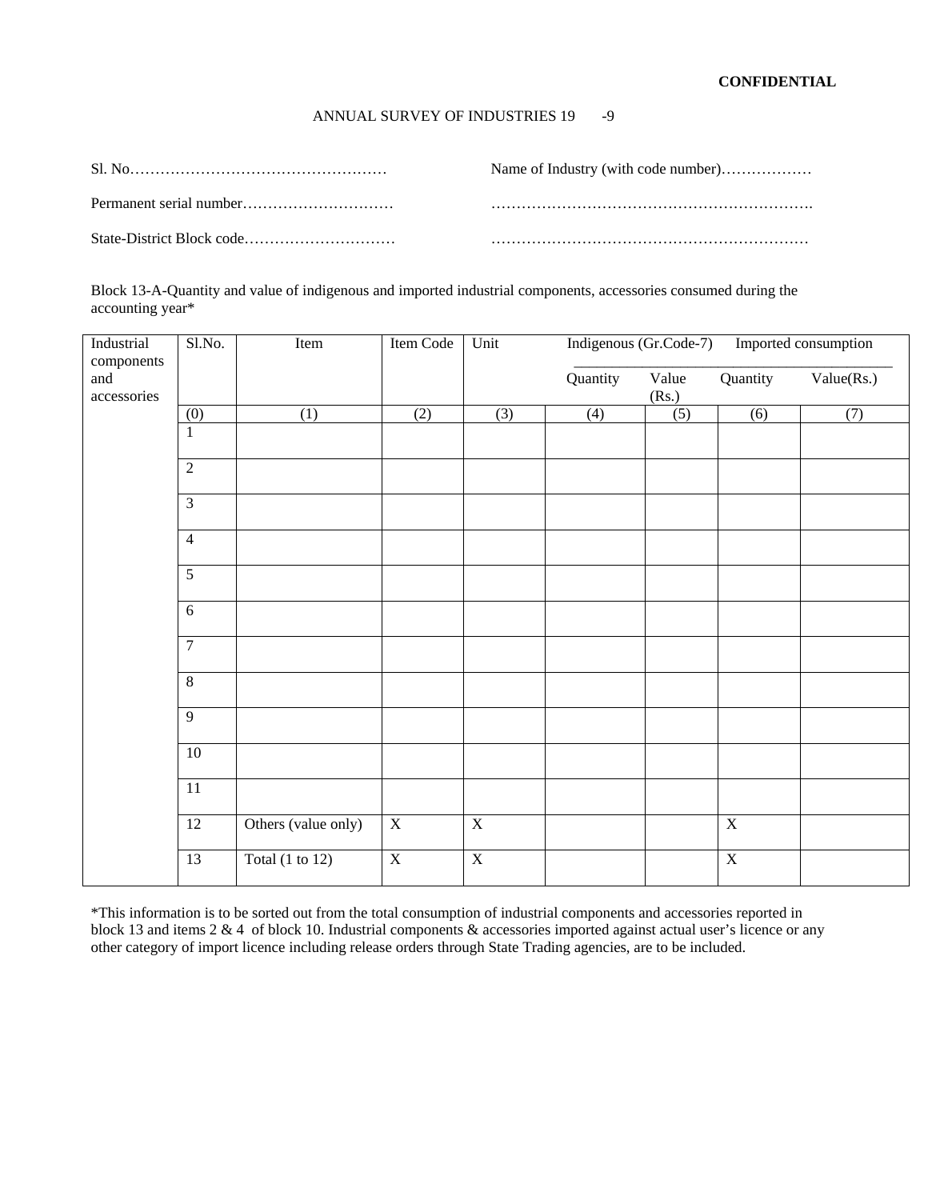**CONFIDENTIAL**

ANNUAL SURVEY OF INDUSTRIES 19 -9

Sl. No…………………………………………… Name of Industry (with code number)………………

Permanent serial number………………………… ……………………………………………………….

State-District Block code………………………… ………………………………………………………

Block 13-A-Quantity and value of indigenous and imported industrial components, accessories consumed during the accounting year*

| Industrial components and accessories | Sl.No. | Item | Item Code | Unit | Indigenous (Gr.Code-7) | | Imported consumption | |
|---|---|---|---|---|---|---|---|---|
| | | | | | Quantity | Value (Rs.) | Quantity | Value(Rs.) |
| | (0) | (1) | (2) | (3) | (4) | (5) | (6) | (7) |
| | 1 | | | | | | | |
| | 2 | | | | | | | |
| | 3 | | | | | | | |
| | 4 | | | | | | | |
| | 5 | | | | | | | |
| | 6 | | | | | | | |
| | 7 | | | | | | | |
| | 8 | | | | | | | |
| | 9 | | | | | | | |
| | 10 | | | | | | | |
| | 11 | | | | | | | |
| | 12 | Others (value only) | X | X | | | X | |
| | 13 | Total (1 to 12) | X | X | | | X | |

*This information is to be sorted out from the total consumption of industrial components and accessories reported in block 13 and items 2 & 4 of block 10. Industrial components & accessories imported against actual user's licence or any other category of import licence including release orders through State Trading agencies, are to be included.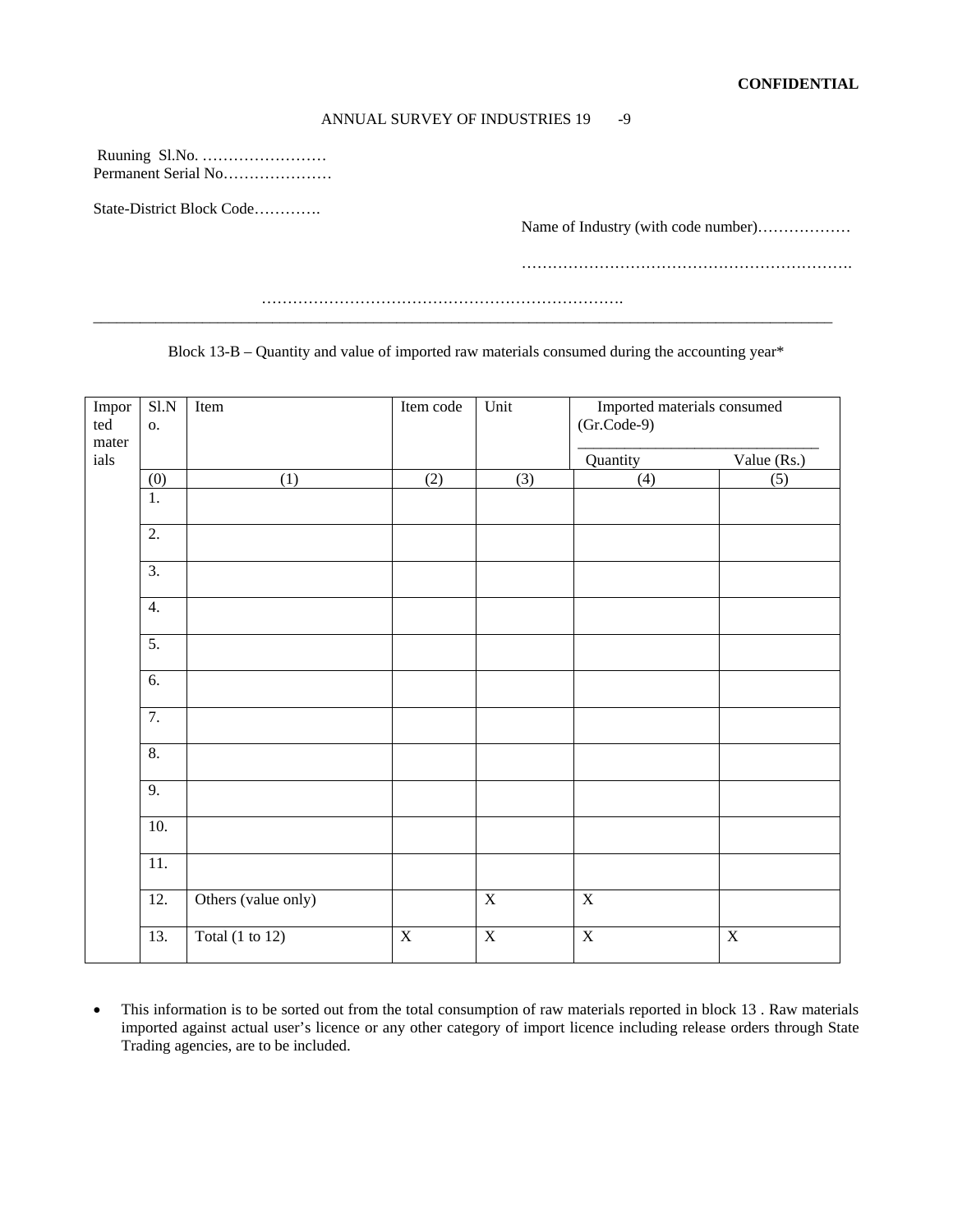**CONFIDENTIAL**

ANNUAL SURVEY OF INDUSTRIES 19 -9

Ruuning Sl.No. ……………………
Permanent Serial No…………………

State-District Block Code………….

Name of Industry (with code number)………………

……………………………………………………….

…………………………………………………………….

---

Block 13-B – Quantity and value of imported raw materials consumed during the accounting year*

| Imported materials | Sl.No. | Item | Item code | Unit | Imported materials consumed (Gr.Code-9) | |
|---|---|---|---|---|---|---|
| | | | | | Quantity | Value (Rs.) |
| | (0) | (1) | (2) | (3) | (4) | (5) |
| | 1. | | | | | |
| | 2. | | | | | |
| | 3. | | | | | |
| | 4. | | | | | |
| | 5. | | | | | |
| | 6. | | | | | |
| | 7. | | | | | |
| | 8. | | | | | |
| | 9. | | | | | |
| | 10. | | | | | |
| | 11. | | | | | |
| | 12. | Others (value only) | | X | X | |
| | 13. | Total (1 to 12) | X | X | X | X |

- This information is to be sorted out from the total consumption of raw materials reported in block 13 . Raw materials imported against actual user's licence or any other category of import licence including release orders through State Trading agencies, are to be included.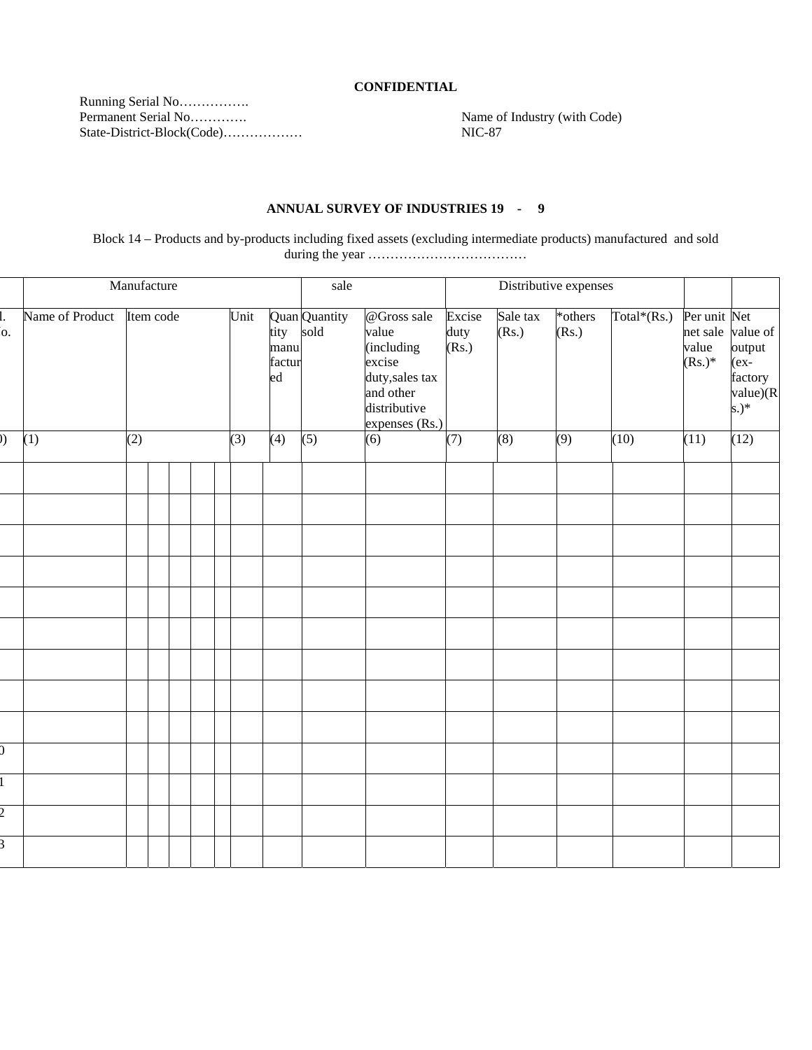**CONFIDENTIAL**

Running Serial No…………….
Permanent Serial No………….
State-District-Block(Code)………………

Name of Industry (with Code)
NIC-87

## ANNUAL SURVEY OF INDUSTRIES 19 - 9

Block 14 – Products and by-products including fixed assets (excluding intermediate products) manufactured and sold during the year ………………………………

| | Manufacture | | | | sale | | Distributive expenses | | | | | |
|---|---|---|---|---|---|---|---|---|---|---|---|---|
| l. o. | Name of Product | Item code | Unit | Quantity manufactured | Quantity sold | @Gross sale value (including excise duty,sales tax and other distributive expenses (Rs.) | Excise duty (Rs.) | Sale tax (Rs.) | *others (Rs.) | Total*(Rs.) | Per unit net sale value (Rs.)* | Net value of output (ex-factory value)(Rs.)* |
| ) | (1) | (2) | (3) | (4) | (5) | (6) | (7) | (8) | (9) | (10) | (11) | (12) |
| | | | | | | | | | | | | |
| | | | | | | | | | | | | |
| | | | | | | | | | | | | |
| | | | | | | | | | | | | |
| | | | | | | | | | | | | |
| | | | | | | | | | | | | |
| | | | | | | | | | | | | |
| | | | | | | | | | | | | |
| | | | | | | | | | | | | |
| 0 | | | | | | | | | | | | |
| 1 | | | | | | | | | | | | |
| 2 | | | | | | | | | | | | |
| 3 | | | | | | | | | | | | |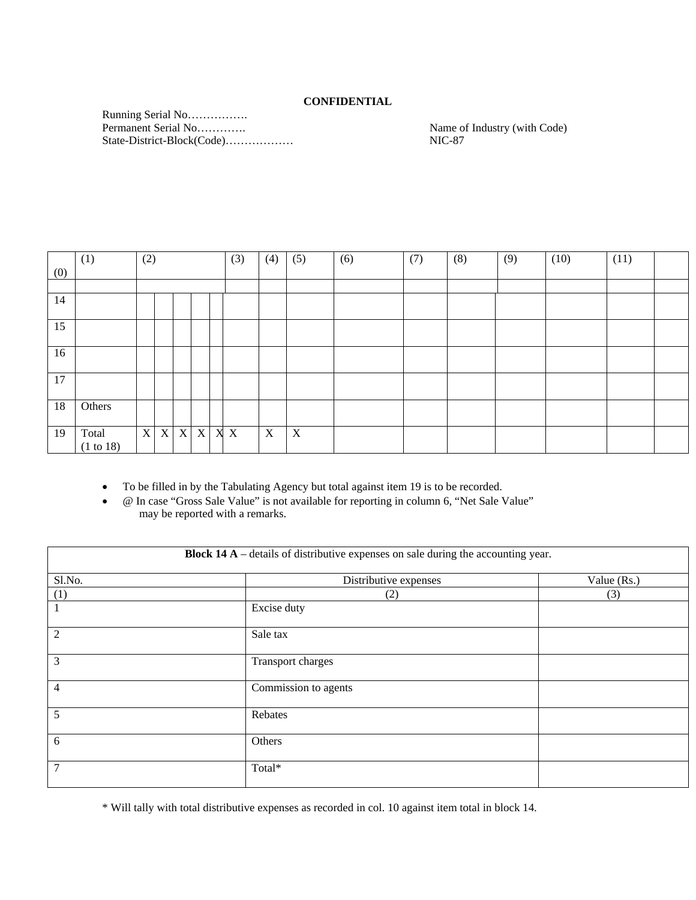**CONFIDENTIAL**

Running Serial No…………….
Permanent Serial No…………. Name of Industry (with Code)
State-District-Block(Code)……………… NIC-87

| (0) | (1) | (2) | | | | | (3) | (4) | (5) | (6) | (7) | (8) | (9) | (10) | (11) | |
|---|---|---|---|---|---|---|---|---|---|---|---|---|---|---|---|---|
| | | | | | | | | | | | | | | | | |
| 14 | | | | | | | | | | | | | | | | |
| 15 | | | | | | | | | | | | | | | | |
| 16 | | | | | | | | | | | | | | | | |
| 17 | | | | | | | | | | | | | | | | |
| 18 | Others | | | | | | | | | | | | | | | |
| 19 | Total (1 to 18) | X | X | X | X | X | X | X | X | | | | | | | |

- To be filled in by the Tabulating Agency but total against item 19 is to be recorded.
- @ In case "Gross Sale Value" is not available for reporting in column 6, "Net Sale Value" may be reported with a remarks.

| **Block 14 A** – details of distributive expenses on sale during the accounting year. | | |
|---|---|---|
| Sl.No. | Distributive expenses | Value (Rs.) |
| (1) | (2) | (3) |
| 1 | Excise duty | |
| 2 | Sale tax | |
| 3 | Transport charges | |
| 4 | Commission to agents | |
| 5 | Rebates | |
| 6 | Others | |
| 7 | Total* | |

* Will tally with total distributive expenses as recorded in col. 10 against item total in block 14.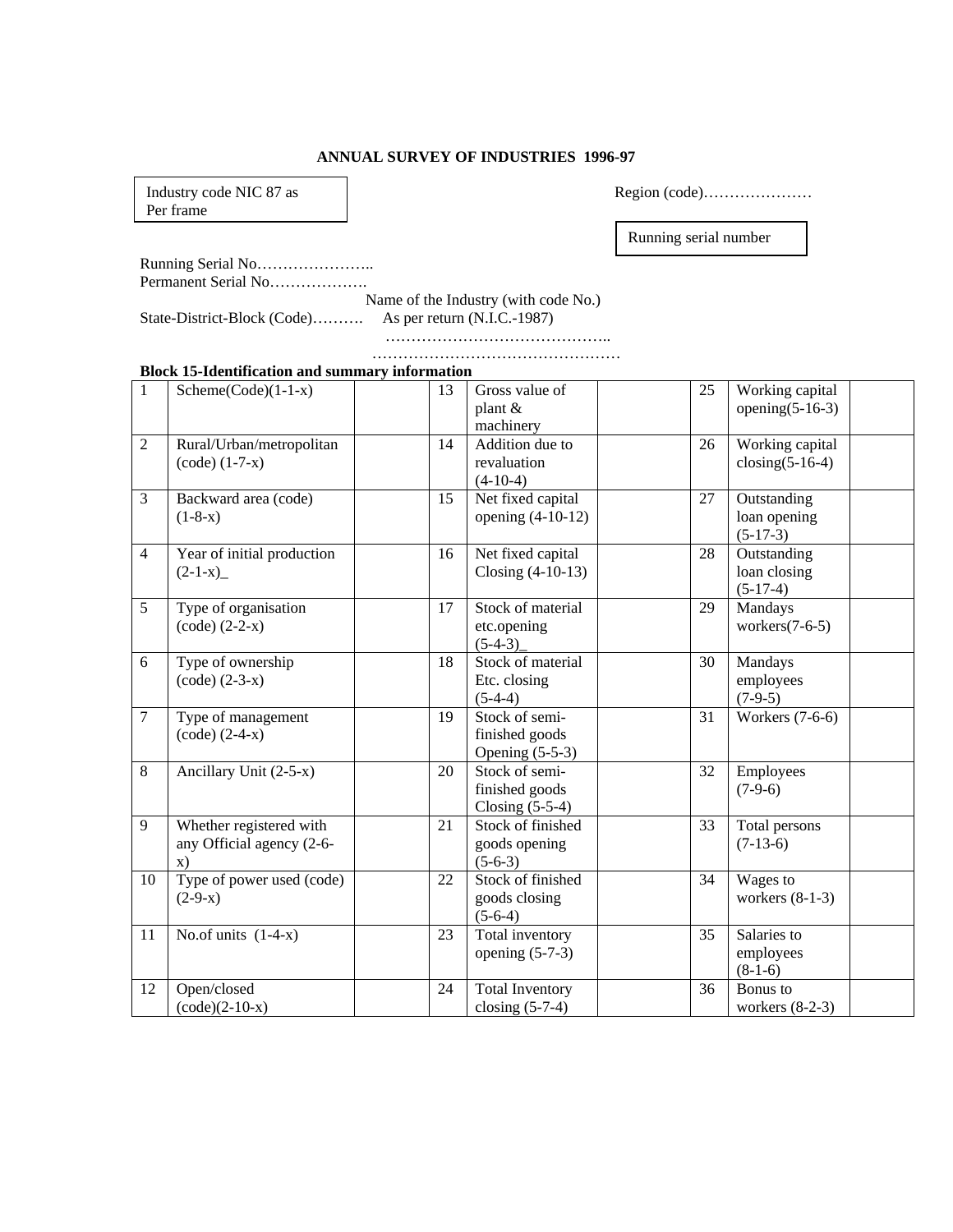**ANNUAL SURVEY OF INDUSTRIES 1996-97**

| Industry code NIC 87 as Per frame |
|---|

Region (code)…………………

| Running serial number |
|---|

Running Serial No…………………..
Permanent Serial No……………….

State-District-Block (Code)………. Name of the Industry (with code No.) As per return (N.I.C.-1987)
……………………………………..
…………………………………………

**Block 15-Identification and summary information**

| | | | | | | | | |
|---|---|---|---|---|---|---|---|---|
| 1 | Scheme(Code)(1-1-x) | | 13 | Gross value of plant & machinery | | 25 | Working capital opening(5-16-3) | |
| 2 | Rural/Urban/metropolitan (code) (1-7-x) | | 14 | Addition due to revaluation (4-10-4) | | 26 | Working capital closing(5-16-4) | |
| 3 | Backward area (code) (1-8-x) | | 15 | Net fixed capital opening (4-10-12) | | 27 | Outstanding loan opening (5-17-3) | |
| 4 | Year of initial production (2-1-x)_ | | 16 | Net fixed capital Closing (4-10-13) | | 28 | Outstanding loan closing (5-17-4) | |
| 5 | Type of organisation (code) (2-2-x) | | 17 | Stock of material etc.opening (5-4-3)_ | | 29 | Mandays workers(7-6-5) | |
| 6 | Type of ownership (code) (2-3-x) | | 18 | Stock of material Etc. closing (5-4-4) | | 30 | Mandays employees (7-9-5) | |
| 7 | Type of management (code) (2-4-x) | | 19 | Stock of semi-finished goods Opening (5-5-3) | | 31 | Workers (7-6-6) | |
| 8 | Ancillary Unit (2-5-x) | | 20 | Stock of semi-finished goods Closing (5-5-4) | | 32 | Employees (7-9-6) | |
| 9 | Whether registered with any Official agency (2-6-x) | | 21 | Stock of finished goods opening (5-6-3) | | 33 | Total persons (7-13-6) | |
| 10 | Type of power used (code) (2-9-x) | | 22 | Stock of finished goods closing (5-6-4) | | 34 | Wages to workers (8-1-3) | |
| 11 | No.of units (1-4-x) | | 23 | Total inventory opening (5-7-3) | | 35 | Salaries to employees (8-1-6) | |
| 12 | Open/closed (code)(2-10-x) | | 24 | Total Inventory closing (5-7-4) | | 36 | Bonus to workers (8-2-3) | |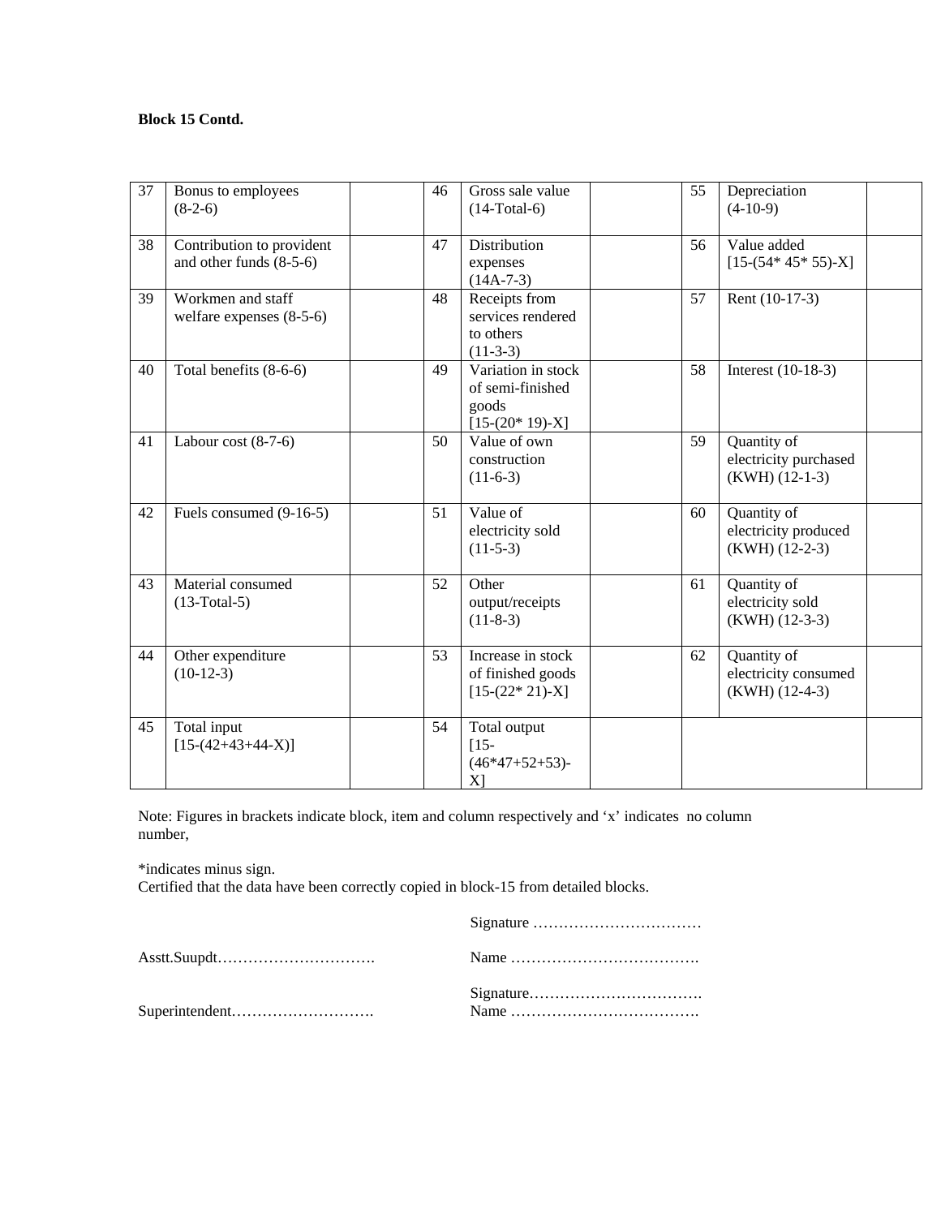**Block 15 Contd.**

| | | | | | | | | | | | |
|---|---|---|---|---|---|---|---|---|---|---|---|
| 37 | Bonus to employees (8-2-6) | | 46 | Gross sale value (14-Total-6) | | 55 | Depreciation (4-10-9) | |
| 38 | Contribution to provident and other funds (8-5-6) | | 47 | Distribution expenses (14A-7-3) | | 56 | Value added [15-(54* 45* 55)-X] | |
| 39 | Workmen and staff welfare expenses (8-5-6) | | 48 | Receipts from services rendered to others (11-3-3) | | 57 | Rent (10-17-3) | |
| 40 | Total benefits (8-6-6) | | 49 | Variation in stock of semi-finished goods [15-(20* 19)-X] | | 58 | Interest (10-18-3) | |
| 41 | Labour cost (8-7-6) | | 50 | Value of own construction (11-6-3) | | 59 | Quantity of electricity purchased (KWH) (12-1-3) | |
| 42 | Fuels consumed (9-16-5) | | 51 | Value of electricity sold (11-5-3) | | 60 | Quantity of electricity produced (KWH) (12-2-3) | |
| 43 | Material consumed (13-Total-5) | | 52 | Other output/receipts (11-8-3) | | 61 | Quantity of electricity sold (KWH) (12-3-3) | |
| 44 | Other expenditure (10-12-3) | | 53 | Increase in stock of finished goods [15-(22* 21)-X] | | 62 | Quantity of electricity consumed (KWH) (12-4-3) | |
| 45 | Total input [15-(42+43+44-X)] | | 54 | Total output [15-(46*47+52+53)-X] | | | | |

Note: Figures in brackets indicate block, item and column respectively and 'x' indicates no column number,

*indicates minus sign.
Certified that the data have been correctly copied in block-15 from detailed blocks.

Signature ……………………………

Asstt.Suupdt…………………………. Name ……………………………….

Signature…………………………….
Superintendent………………………. Name ……………………………….